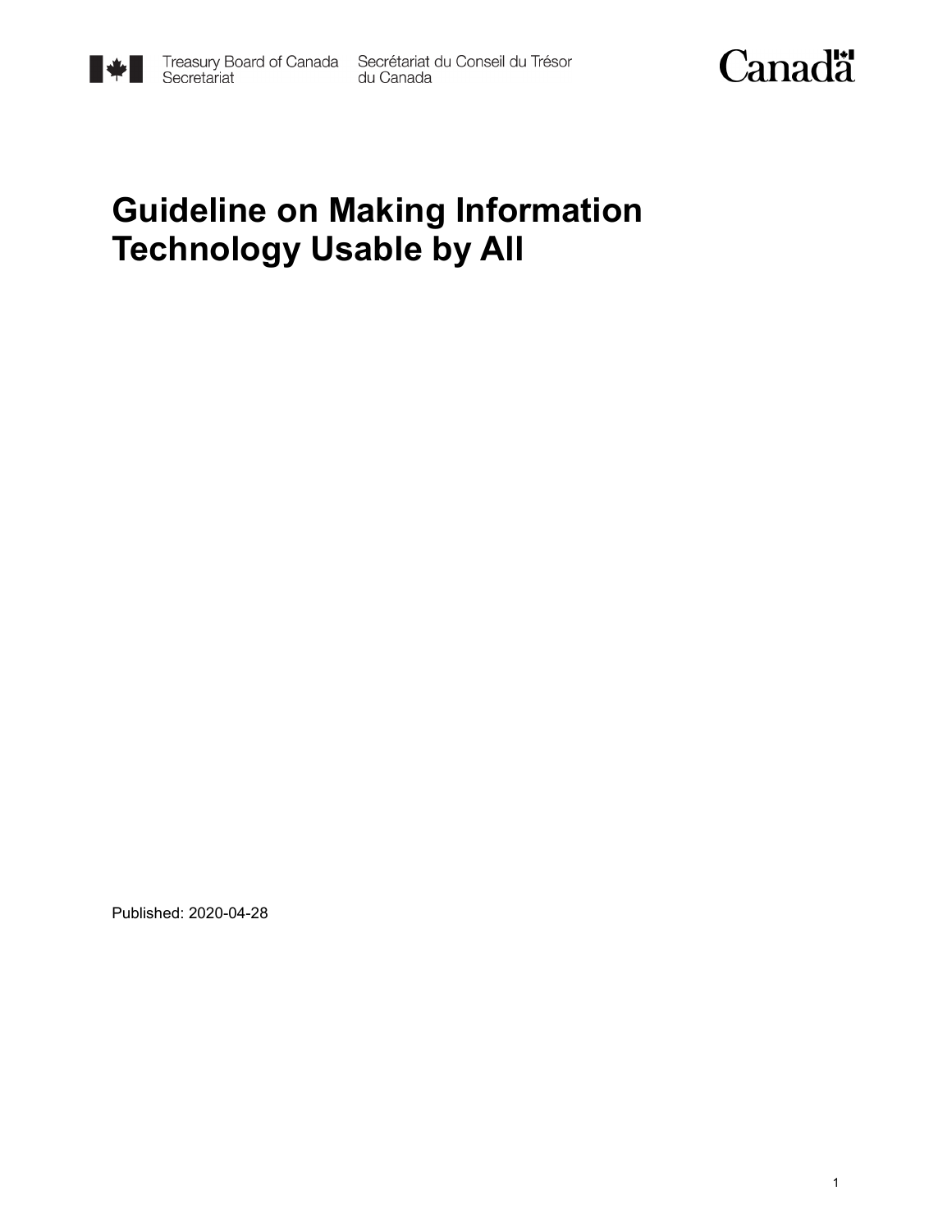Treasury Board of Canada Secretariat Secrétariat du Conseil du Trésor du Canada

Canada

# Guideline on Making Information Technology Usable by All

Published: 2020-04-28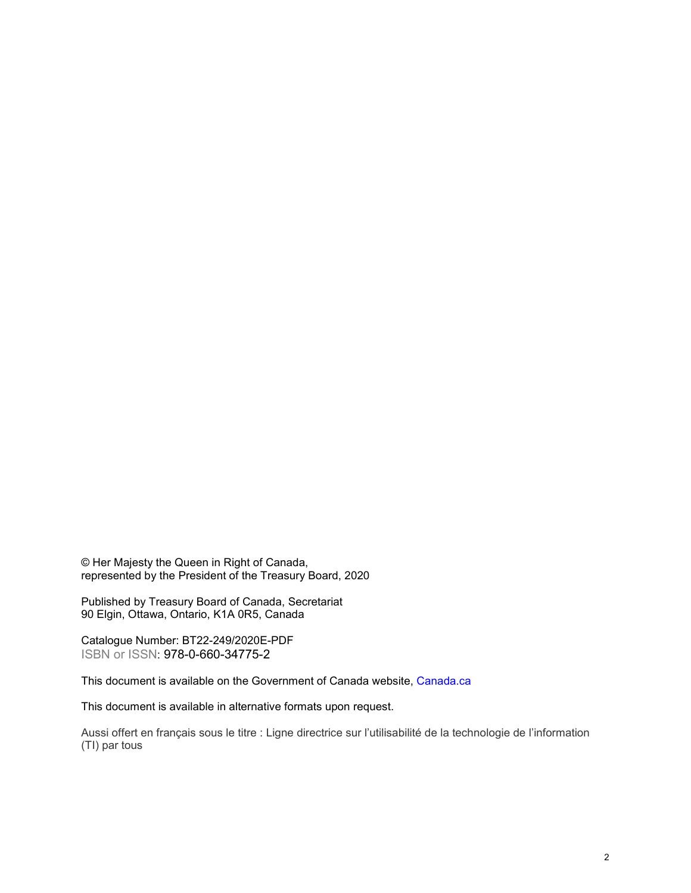© Her Majesty the Queen in Right of Canada,
represented by the President of the Treasury Board, 2020

Published by Treasury Board of Canada, Secretariat
90 Elgin, Ottawa, Ontario, K1A 0R5, Canada

Catalogue Number: BT22-249/2020E-PDF
ISBN or ISSN: 978-0-660-34775-2

This document is available on the Government of Canada website, Canada.ca

This document is available in alternative formats upon request.

Aussi offert en français sous le titre : Ligne directrice sur l'utilisabilité de la technologie de l'information (TI) par tous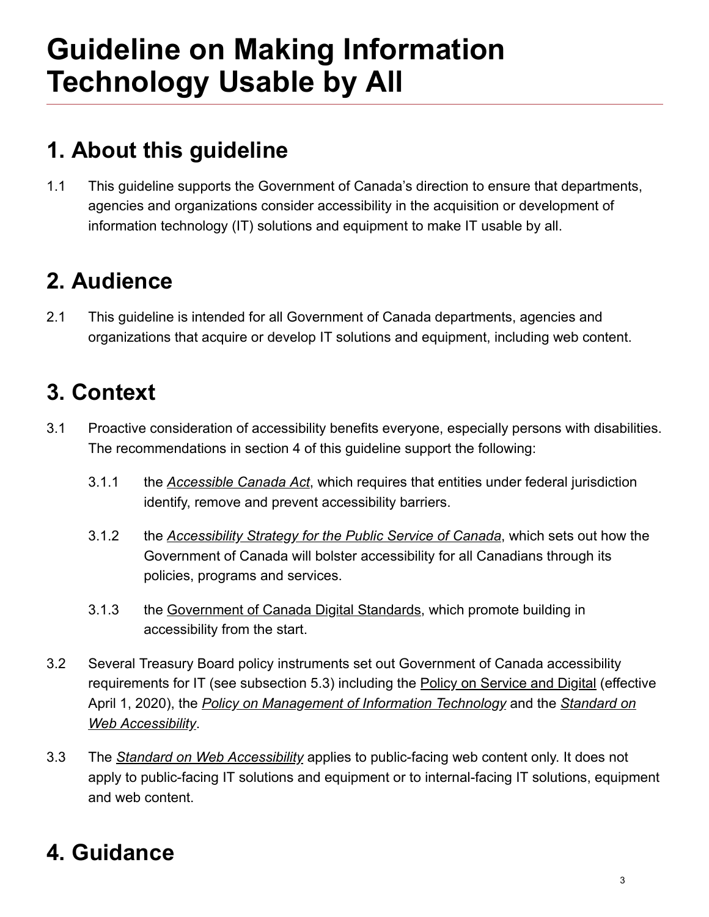# Guideline on Making Information Technology Usable by All

## 1. About this guideline

1.1 This guideline supports the Government of Canada's direction to ensure that departments, agencies and organizations consider accessibility in the acquisition or development of information technology (IT) solutions and equipment to make IT usable by all.

## 2. Audience

2.1 This guideline is intended for all Government of Canada departments, agencies and organizations that acquire or develop IT solutions and equipment, including web content.

## 3. Context

3.1 Proactive consideration of accessibility benefits everyone, especially persons with disabilities. The recommendations in section 4 of this guideline support the following:

3.1.1 the *Accessible Canada Act*, which requires that entities under federal jurisdiction identify, remove and prevent accessibility barriers.

3.1.2 the *Accessibility Strategy for the Public Service of Canada*, which sets out how the Government of Canada will bolster accessibility for all Canadians through its policies, programs and services.

3.1.3 the Government of Canada Digital Standards, which promote building in accessibility from the start.

3.2 Several Treasury Board policy instruments set out Government of Canada accessibility requirements for IT (see subsection 5.3) including the Policy on Service and Digital (effective April 1, 2020), the *Policy on Management of Information Technology* and the *Standard on Web Accessibility*.

3.3 The *Standard on Web Accessibility* applies to public-facing web content only. It does not apply to public-facing IT solutions and equipment or to internal-facing IT solutions, equipment and web content.

## 4. Guidance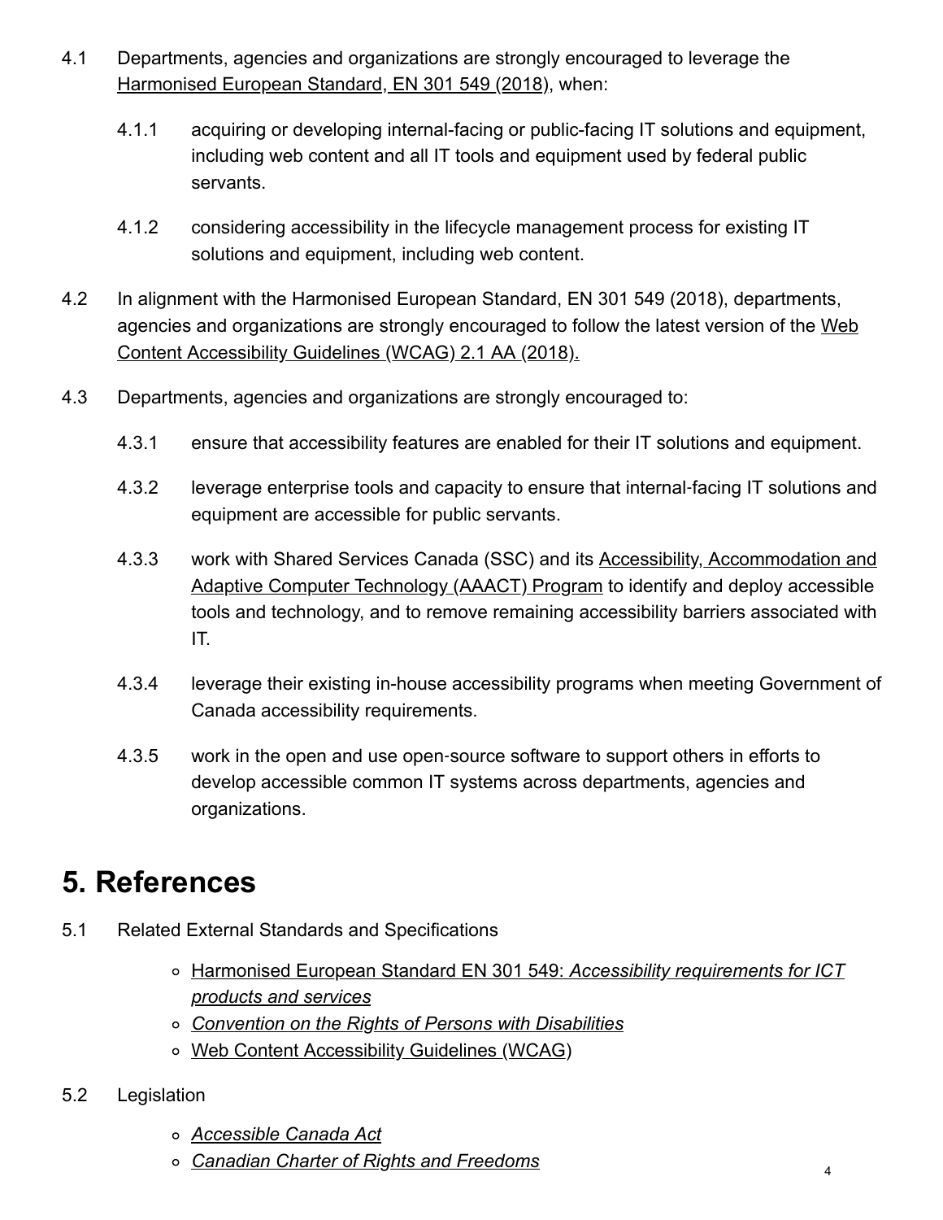4.1 Departments, agencies and organizations are strongly encouraged to leverage the Harmonised European Standard, EN 301 549 (2018), when:

  4.1.1 acquiring or developing internal-facing or public-facing IT solutions and equipment, including web content and all IT tools and equipment used by federal public servants.

  4.1.2 considering accessibility in the lifecycle management process for existing IT solutions and equipment, including web content.

4.2 In alignment with the Harmonised European Standard, EN 301 549 (2018), departments, agencies and organizations are strongly encouraged to follow the latest version of the Web Content Accessibility Guidelines (WCAG) 2.1 AA (2018).

4.3 Departments, agencies and organizations are strongly encouraged to:

  4.3.1 ensure that accessibility features are enabled for their IT solutions and equipment.

  4.3.2 leverage enterprise tools and capacity to ensure that internal-facing IT solutions and equipment are accessible for public servants.

  4.3.3 work with Shared Services Canada (SSC) and its Accessibility, Accommodation and Adaptive Computer Technology (AAACT) Program to identify and deploy accessible tools and technology, and to remove remaining accessibility barriers associated with IT.

  4.3.4 leverage their existing in-house accessibility programs when meeting Government of Canada accessibility requirements.

  4.3.5 work in the open and use open-source software to support others in efforts to develop accessible common IT systems across departments, agencies and organizations.

# 5. References

5.1 Related External Standards and Specifications

- Harmonised European Standard EN 301 549: *Accessibility requirements for ICT products and services*
- *Convention on the Rights of Persons with Disabilities*
- Web Content Accessibility Guidelines (WCAG)

5.2 Legislation

- *Accessible Canada Act*
- *Canadian Charter of Rights and Freedoms*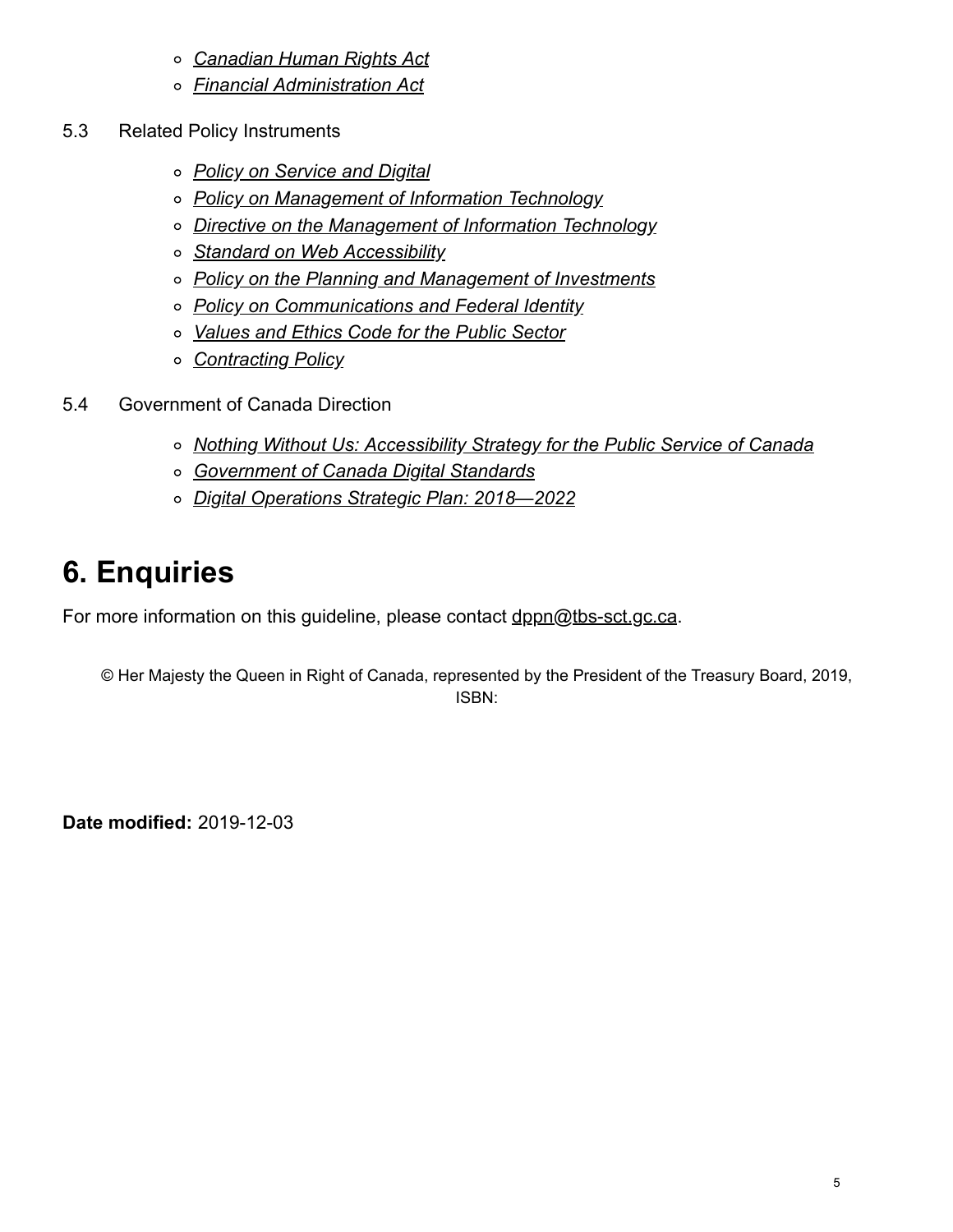- *Canadian Human Rights Act*
- *Financial Administration Act*

5.3 Related Policy Instruments

- *Policy on Service and Digital*
- *Policy on Management of Information Technology*
- *Directive on the Management of Information Technology*
- *Standard on Web Accessibility*
- *Policy on the Planning and Management of Investments*
- *Policy on Communications and Federal Identity*
- *Values and Ethics Code for the Public Sector*
- *Contracting Policy*

5.4 Government of Canada Direction

- *Nothing Without Us: Accessibility Strategy for the Public Service of Canada*
- *Government of Canada Digital Standards*
- *Digital Operations Strategic Plan: 2018—2022*

# 6. Enquiries

For more information on this guideline, please contact dppn@tbs-sct.gc.ca.

© Her Majesty the Queen in Right of Canada, represented by the President of the Treasury Board, 2019, ISBN:

**Date modified:** 2019-12-03